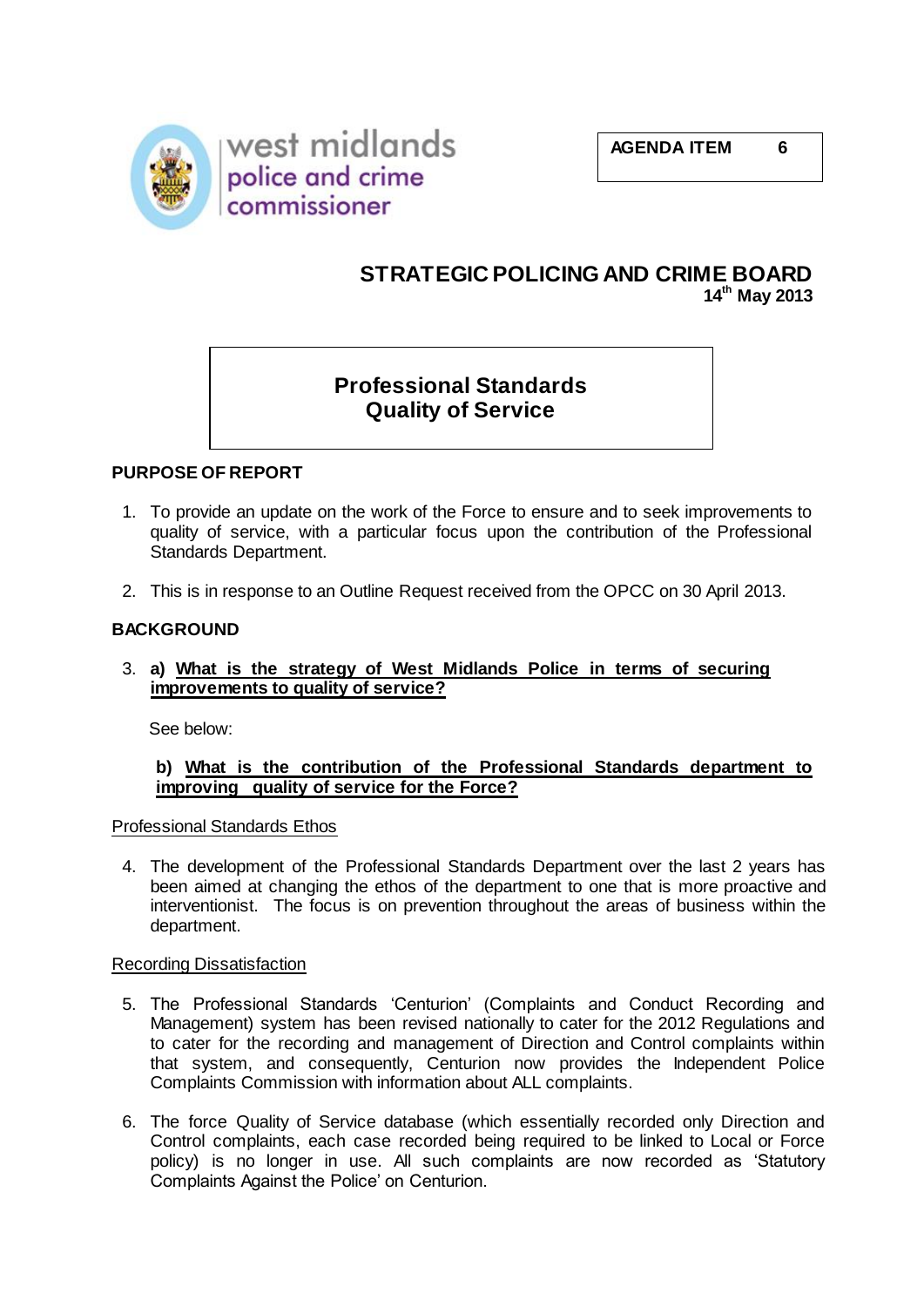west midlands police and crime commissioner

**AGENDA ITEM 6**

# STRATEGIC POLICING AND CRIME BOARD

**14th May 2013**

## Professional Standards Quality of Service

### PURPOSE OF REPORT

1. To provide an update on the work of the Force to ensure and to seek improvements to quality of service, with a particular focus upon the contribution of the Professional Standards Department.

2. This is in response to an Outline Request received from the OPCC on 30 April 2013.

### BACKGROUND

3. **a) What is the strategy of West Midlands Police in terms of securing improvements to quality of service?**

   See below:

   **b) What is the contribution of the Professional Standards department to improving quality of service for the Force?**

Professional Standards Ethos

4. The development of the Professional Standards Department over the last 2 years has been aimed at changing the ethos of the department to one that is more proactive and interventionist. The focus is on prevention throughout the areas of business within the department.

Recording Dissatisfaction

5. The Professional Standards 'Centurion' (Complaints and Conduct Recording and Management) system has been revised nationally to cater for the 2012 Regulations and to cater for the recording and management of Direction and Control complaints within that system, and consequently, Centurion now provides the Independent Police Complaints Commission with information about ALL complaints.

6. The force Quality of Service database (which essentially recorded only Direction and Control complaints, each case recorded being required to be linked to Local or Force policy) is no longer in use. All such complaints are now recorded as 'Statutory Complaints Against the Police' on Centurion.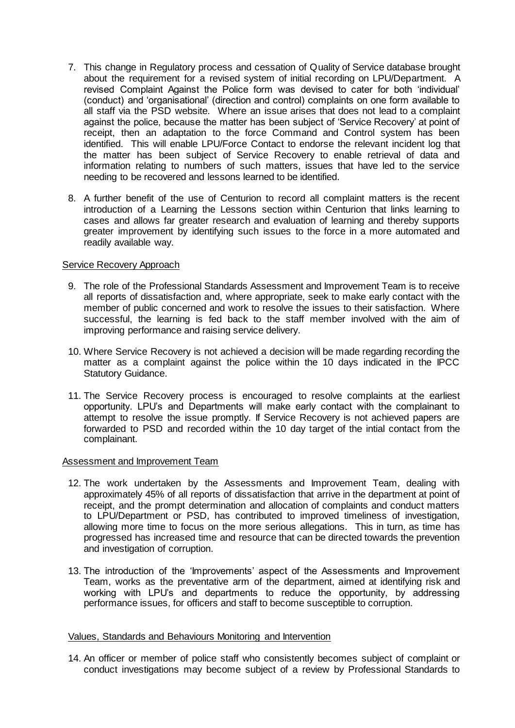7. This change in Regulatory process and cessation of Quality of Service database brought about the requirement for a revised system of initial recording on LPU/Department. A revised Complaint Against the Police form was devised to cater for both 'individual' (conduct) and 'organisational' (direction and control) complaints on one form available to all staff via the PSD website. Where an issue arises that does not lead to a complaint against the police, because the matter has been subject of 'Service Recovery' at point of receipt, then an adaptation to the force Command and Control system has been identified. This will enable LPU/Force Contact to endorse the relevant incident log that the matter has been subject of Service Recovery to enable retrieval of data and information relating to numbers of such matters, issues that have led to the service needing to be recovered and lessons learned to be identified.

8. A further benefit of the use of Centurion to record all complaint matters is the recent introduction of a Learning the Lessons section within Centurion that links learning to cases and allows far greater research and evaluation of learning and thereby supports greater improvement by identifying such issues to the force in a more automated and readily available way.

Service Recovery Approach

9. The role of the Professional Standards Assessment and Improvement Team is to receive all reports of dissatisfaction and, where appropriate, seek to make early contact with the member of public concerned and work to resolve the issues to their satisfaction. Where successful, the learning is fed back to the staff member involved with the aim of improving performance and raising service delivery.

10. Where Service Recovery is not achieved a decision will be made regarding recording the matter as a complaint against the police within the 10 days indicated in the IPCC Statutory Guidance.

11. The Service Recovery process is encouraged to resolve complaints at the earliest opportunity. LPU's and Departments will make early contact with the complainant to attempt to resolve the issue promptly. If Service Recovery is not achieved papers are forwarded to PSD and recorded within the 10 day target of the intial contact from the complainant.

Assessment and Improvement Team

12. The work undertaken by the Assessments and Improvement Team, dealing with approximately 45% of all reports of dissatisfaction that arrive in the department at point of receipt, and the prompt determination and allocation of complaints and conduct matters to LPU/Department or PSD, has contributed to improved timeliness of investigation, allowing more time to focus on the more serious allegations. This in turn, as time has progressed has increased time and resource that can be directed towards the prevention and investigation of corruption.

13. The introduction of the 'Improvements' aspect of the Assessments and Improvement Team, works as the preventative arm of the department, aimed at identifying risk and working with LPU's and departments to reduce the opportunity, by addressing performance issues, for officers and staff to become susceptible to corruption.

Values, Standards and Behaviours Monitoring and Intervention

14. An officer or member of police staff who consistently becomes subject of complaint or conduct investigations may become subject of a review by Professional Standards to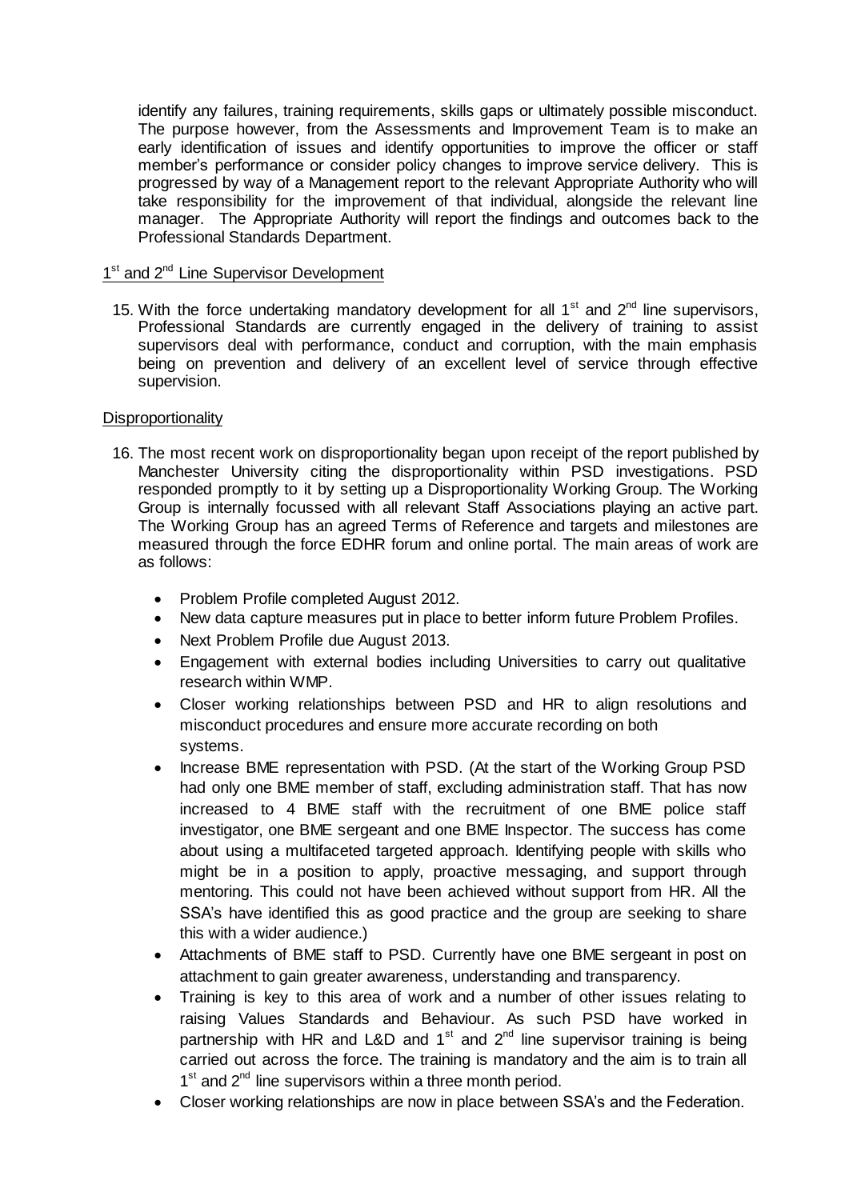identify any failures, training requirements, skills gaps or ultimately possible misconduct. The purpose however, from the Assessments and Improvement Team is to make an early identification of issues and identify opportunities to improve the officer or staff member's performance or consider policy changes to improve service delivery. This is progressed by way of a Management report to the relevant Appropriate Authority who will take responsibility for the improvement of that individual, alongside the relevant line manager. The Appropriate Authority will report the findings and outcomes back to the Professional Standards Department.

1st and 2nd Line Supervisor Development

15. With the force undertaking mandatory development for all 1st and 2nd line supervisors, Professional Standards are currently engaged in the delivery of training to assist supervisors deal with performance, conduct and corruption, with the main emphasis being on prevention and delivery of an excellent level of service through effective supervision.

Disproportionality

16. The most recent work on disproportionality began upon receipt of the report published by Manchester University citing the disproportionality within PSD investigations. PSD responded promptly to it by setting up a Disproportionality Working Group. The Working Group is internally focussed with all relevant Staff Associations playing an active part. The Working Group has an agreed Terms of Reference and targets and milestones are measured through the force EDHR forum and online portal. The main areas of work are as follows:

    - Problem Profile completed August 2012.
    - New data capture measures put in place to better inform future Problem Profiles.
    - Next Problem Profile due August 2013.
    - Engagement with external bodies including Universities to carry out qualitative research within WMP.
    - Closer working relationships between PSD and HR to align resolutions and misconduct procedures and ensure more accurate recording on both systems.
    - Increase BME representation with PSD. (At the start of the Working Group PSD had only one BME member of staff, excluding administration staff. That has now increased to 4 BME staff with the recruitment of one BME police staff investigator, one BME sergeant and one BME Inspector. The success has come about using a multifaceted targeted approach. Identifying people with skills who might be in a position to apply, proactive messaging, and support through mentoring. This could not have been achieved without support from HR. All the SSA's have identified this as good practice and the group are seeking to share this with a wider audience.)
    - Attachments of BME staff to PSD. Currently have one BME sergeant in post on attachment to gain greater awareness, understanding and transparency.
    - Training is key to this area of work and a number of other issues relating to raising Values Standards and Behaviour. As such PSD have worked in partnership with HR and L&D and 1st and 2nd line supervisor training is being carried out across the force. The training is mandatory and the aim is to train all 1st and 2nd line supervisors within a three month period.
    - Closer working relationships are now in place between SSA's and the Federation.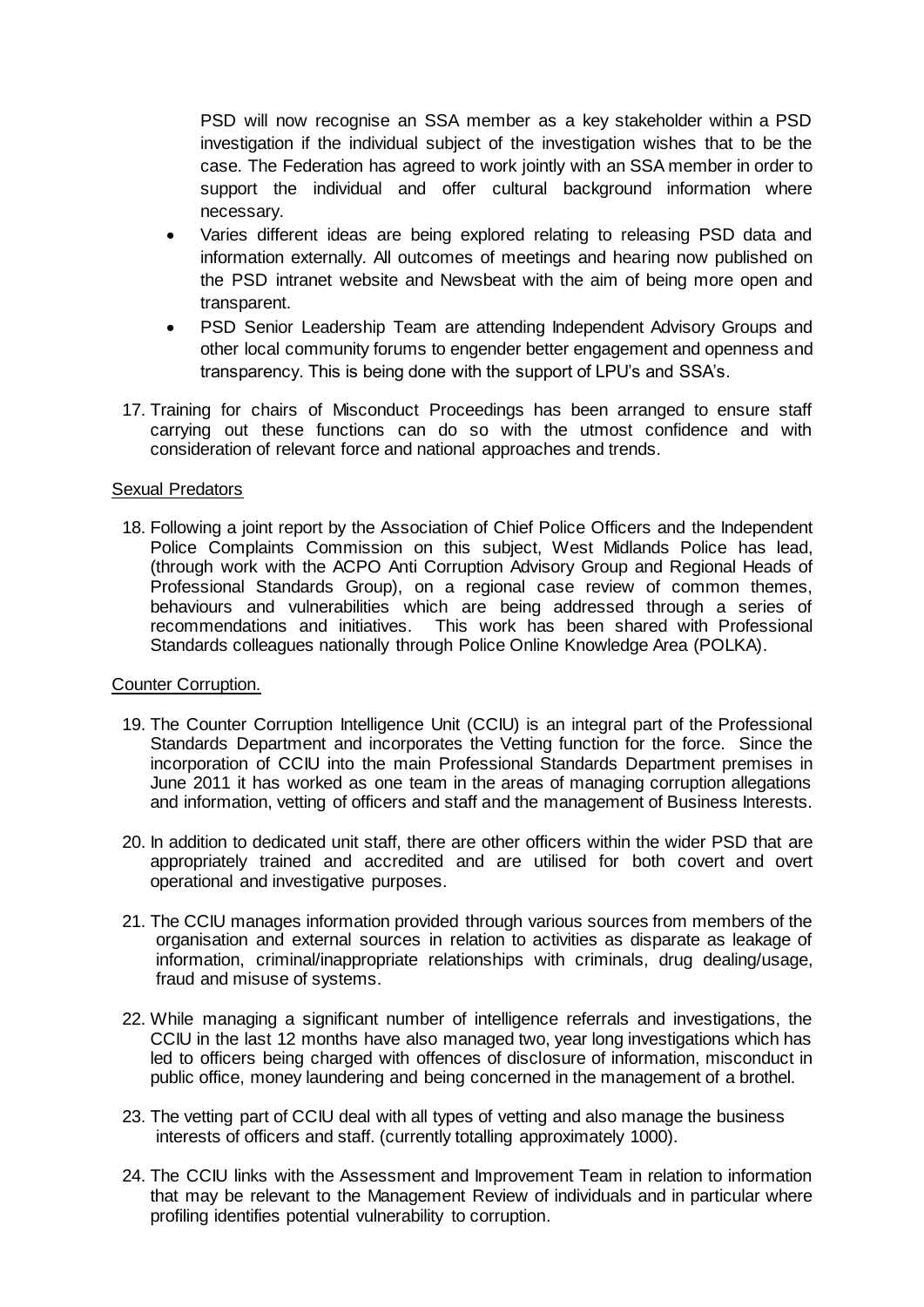PSD will now recognise an SSA member as a key stakeholder within a PSD investigation if the individual subject of the investigation wishes that to be the case. The Federation has agreed to work jointly with an SSA member in order to support the individual and offer cultural background information where necessary.

- Varies different ideas are being explored relating to releasing PSD data and information externally. All outcomes of meetings and hearing now published on the PSD intranet website and Newsbeat with the aim of being more open and transparent.
- PSD Senior Leadership Team are attending Independent Advisory Groups and other local community forums to engender better engagement and openness and transparency. This is being done with the support of LPU's and SSA's.

17. Training for chairs of Misconduct Proceedings has been arranged to ensure staff carrying out these functions can do so with the utmost confidence and with consideration of relevant force and national approaches and trends.

<u>Sexual Predators</u>

18. Following a joint report by the Association of Chief Police Officers and the Independent Police Complaints Commission on this subject, West Midlands Police has lead, (through work with the ACPO Anti Corruption Advisory Group and Regional Heads of Professional Standards Group), on a regional case review of common themes, behaviours and vulnerabilities which are being addressed through a series of recommendations and initiatives. This work has been shared with Professional Standards colleagues nationally through Police Online Knowledge Area (POLKA).

<u>Counter Corruption.</u>

19. The Counter Corruption Intelligence Unit (CCIU) is an integral part of the Professional Standards Department and incorporates the Vetting function for the force. Since the incorporation of CCIU into the main Professional Standards Department premises in June 2011 it has worked as one team in the areas of managing corruption allegations and information, vetting of officers and staff and the management of Business Interests.

20. In addition to dedicated unit staff, there are other officers within the wider PSD that are appropriately trained and accredited and are utilised for both covert and overt operational and investigative purposes.

21. The CCIU manages information provided through various sources from members of the organisation and external sources in relation to activities as disparate as leakage of information, criminal/inappropriate relationships with criminals, drug dealing/usage, fraud and misuse of systems.

22. While managing a significant number of intelligence referrals and investigations, the CCIU in the last 12 months have also managed two, year long investigations which has led to officers being charged with offences of disclosure of information, misconduct in public office, money laundering and being concerned in the management of a brothel.

23. The vetting part of CCIU deal with all types of vetting and also manage the business interests of officers and staff. (currently totalling approximately 1000).

24. The CCIU links with the Assessment and Improvement Team in relation to information that may be relevant to the Management Review of individuals and in particular where profiling identifies potential vulnerability to corruption.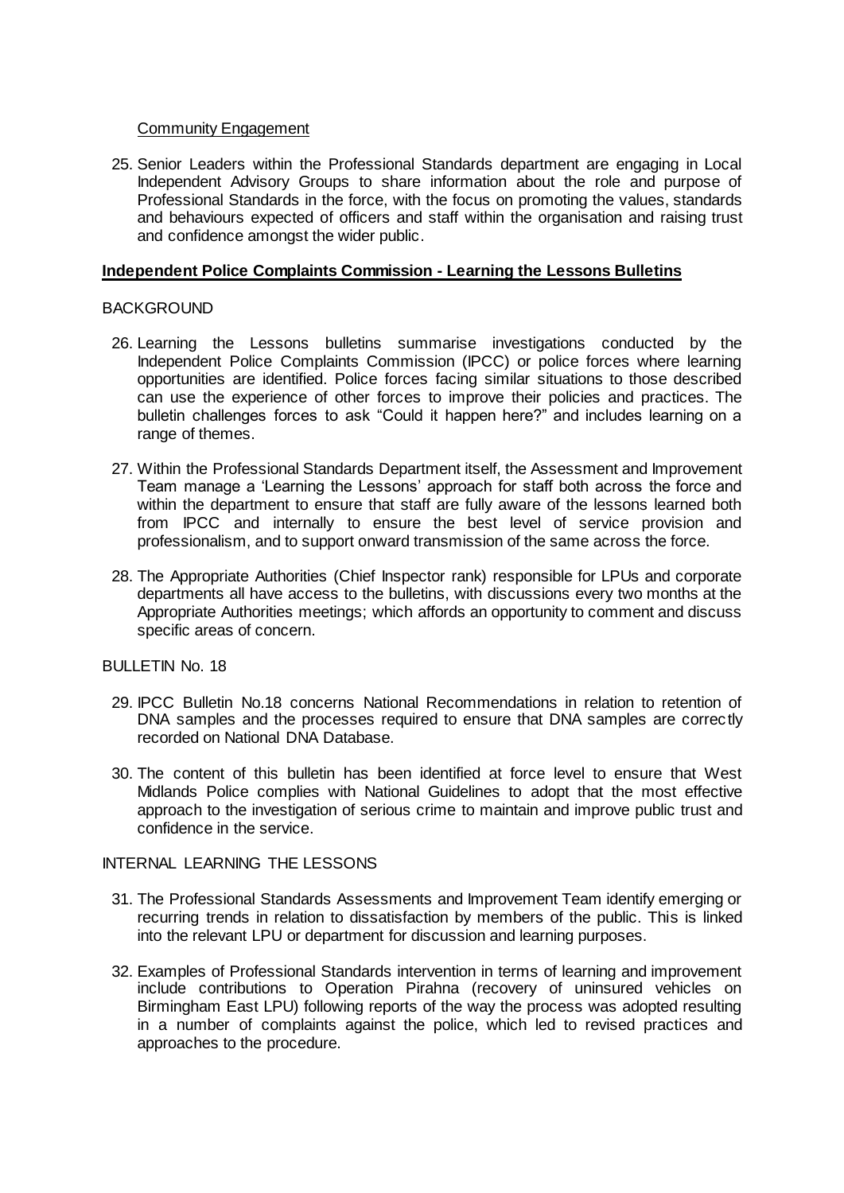Community Engagement

25. Senior Leaders within the Professional Standards department are engaging in Local Independent Advisory Groups to share information about the role and purpose of Professional Standards in the force, with the focus on promoting the values, standards and behaviours expected of officers and staff within the organisation and raising trust and confidence amongst the wider public.

## Independent Police Complaints Commission - Learning the Lessons Bulletins

BACKGROUND

26. Learning the Lessons bulletins summarise investigations conducted by the Independent Police Complaints Commission (IPCC) or police forces where learning opportunities are identified. Police forces facing similar situations to those described can use the experience of other forces to improve their policies and practices. The bulletin challenges forces to ask "Could it happen here?" and includes learning on a range of themes.

27. Within the Professional Standards Department itself, the Assessment and Improvement Team manage a 'Learning the Lessons' approach for staff both across the force and within the department to ensure that staff are fully aware of the lessons learned both from IPCC and internally to ensure the best level of service provision and professionalism, and to support onward transmission of the same across the force.

28. The Appropriate Authorities (Chief Inspector rank) responsible for LPUs and corporate departments all have access to the bulletins, with discussions every two months at the Appropriate Authorities meetings; which affords an opportunity to comment and discuss specific areas of concern.

BULLETIN No. 18

29. IPCC Bulletin No.18 concerns National Recommendations in relation to retention of DNA samples and the processes required to ensure that DNA samples are correctly recorded on National DNA Database.

30. The content of this bulletin has been identified at force level to ensure that West Midlands Police complies with National Guidelines to adopt that the most effective approach to the investigation of serious crime to maintain and improve public trust and confidence in the service.

INTERNAL LEARNING THE LESSONS

31. The Professional Standards Assessments and Improvement Team identify emerging or recurring trends in relation to dissatisfaction by members of the public. This is linked into the relevant LPU or department for discussion and learning purposes.

32. Examples of Professional Standards intervention in terms of learning and improvement include contributions to Operation Pirahna (recovery of uninsured vehicles on Birmingham East LPU) following reports of the way the process was adopted resulting in a number of complaints against the police, which led to revised practices and approaches to the procedure.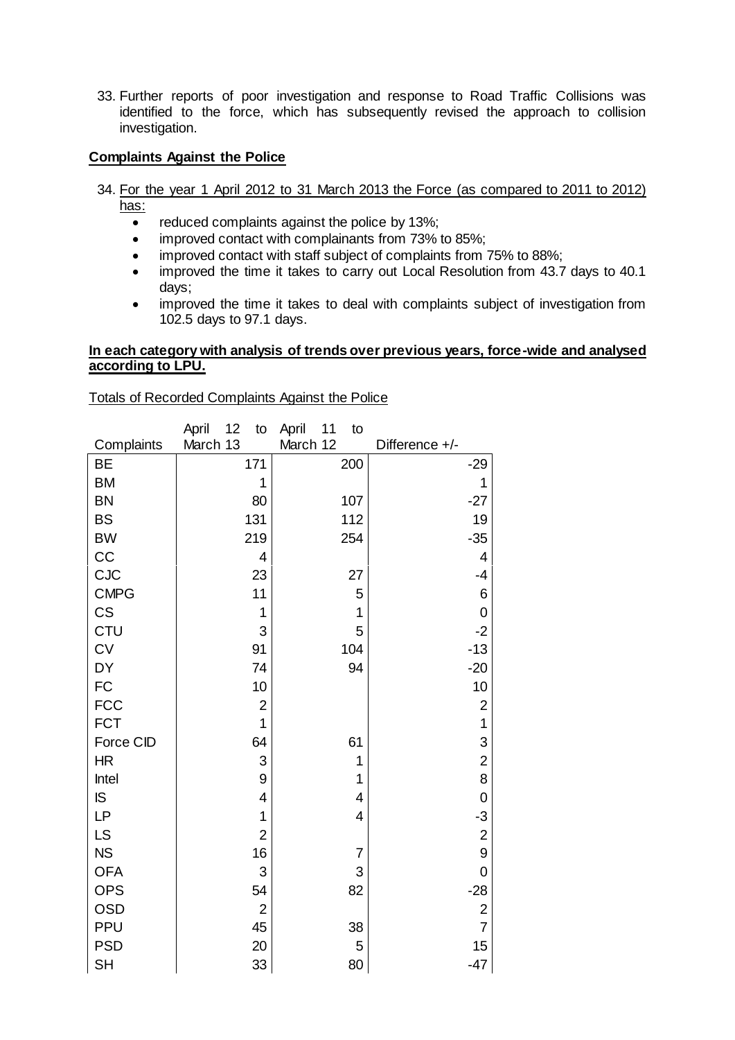33. Further reports of poor investigation and response to Road Traffic Collisions was identified to the force, which has subsequently revised the approach to collision investigation.

**Complaints Against the Police**

34. For the year 1 April 2012 to 31 March 2013 the Force (as compared to 2011 to 2012) has:
    - reduced complaints against the police by 13%;
    - improved contact with complainants from 73% to 85%;
    - improved contact with staff subject of complaints from 75% to 88%;
    - improved the time it takes to carry out Local Resolution from 43.7 days to 40.1 days;
    - improved the time it takes to deal with complaints subject of investigation from 102.5 days to 97.1 days.

**In each category with analysis of trends over previous years, force-wide and analysed according to LPU.**

Totals of Recorded Complaints Against the Police

| Complaints | April 12 to March 13 | April 11 to March 12 | Difference +/- |
|---|---|---|---|
| BE | 171 | 200 | -29 |
| BM | 1 | | 1 |
| BN | 80 | 107 | -27 |
| BS | 131 | 112 | 19 |
| BW | 219 | 254 | -35 |
| CC | 4 | | 4 |
| CJC | 23 | 27 | -4 |
| CMPG | 11 | 5 | 6 |
| CS | 1 | 1 | 0 |
| CTU | 3 | 5 | -2 |
| CV | 91 | 104 | -13 |
| DY | 74 | 94 | -20 |
| FC | 10 | | 10 |
| FCC | 2 | | 2 |
| FCT | 1 | | 1 |
| Force CID | 64 | 61 | 3 |
| HR | 3 | 1 | 2 |
| Intel | 9 | 1 | 8 |
| IS | 4 | 4 | 0 |
| LP | 1 | 4 | -3 |
| LS | 2 | | 2 |
| NS | 16 | 7 | 9 |
| OFA | 3 | 3 | 0 |
| OPS | 54 | 82 | -28 |
| OSD | 2 | | 2 |
| PPU | 45 | 38 | 7 |
| PSD | 20 | 5 | 15 |
| SH | 33 | 80 | -47 |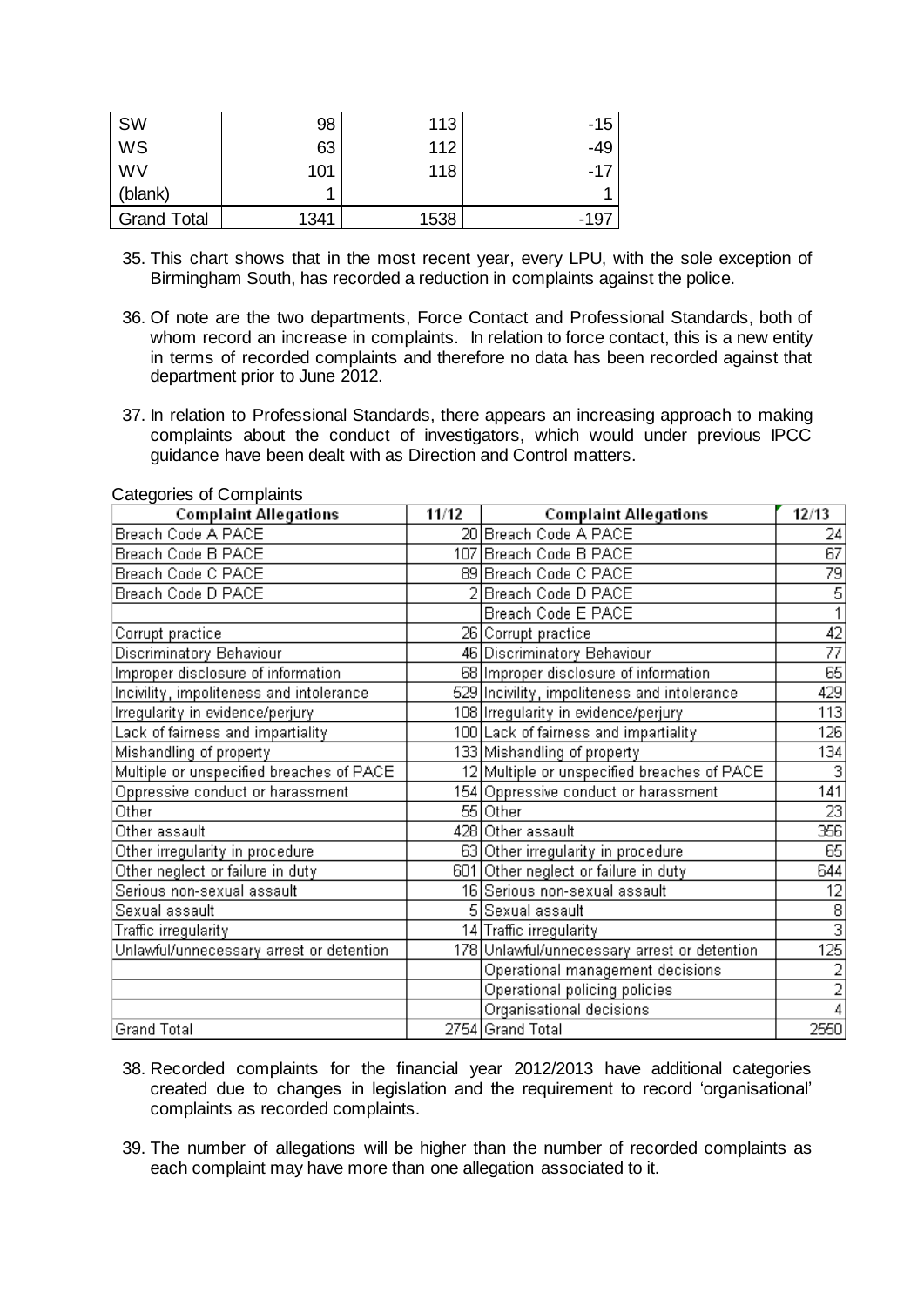| SW | 98 | 113 | -15 |
|---|---|---|---|
| WS | 63 | 112 | -49 |
| WV | 101 | 118 | -17 |
| (blank) | 1 | | 1 |
| Grand Total | 1341 | 1538 | -197 |

35. This chart shows that in the most recent year, every LPU, with the sole exception of Birmingham South, has recorded a reduction in complaints against the police.

36. Of note are the two departments, Force Contact and Professional Standards, both of whom record an increase in complaints. In relation to force contact, this is a new entity in terms of recorded complaints and therefore no data has been recorded against that department prior to June 2012.

37. In relation to Professional Standards, there appears an increasing approach to making complaints about the conduct of investigators, which would under previous IPCC guidance have been dealt with as Direction and Control matters.

Categories of Complaints

| Complaint Allegations | 11/12 | Complaint Allegations | 12/13 |
|---|---|---|---|
| Breach Code A PACE | 20 | Breach Code A PACE | 24 |
| Breach Code B PACE | 107 | Breach Code B PACE | 67 |
| Breach Code C PACE | 89 | Breach Code C PACE | 79 |
| Breach Code D PACE | 2 | Breach Code D PACE | 5 |
| | | Breach Code E PACE | 1 |
| Corrupt practice | 26 | Corrupt practice | 42 |
| Discriminatory Behaviour | 46 | Discriminatory Behaviour | 77 |
| Improper disclosure of information | 68 | Improper disclosure of information | 65 |
| Incivility, impoliteness and intolerance | 529 | Incivility, impoliteness and intolerance | 429 |
| Irregularity in evidence/perjury | 108 | Irregularity in evidence/perjury | 113 |
| Lack of fairness and impartiality | 100 | Lack of fairness and impartiality | 126 |
| Mishandling of property | 133 | Mishandling of property | 134 |
| Multiple or unspecified breaches of PACE | 12 | Multiple or unspecified breaches of PACE | 3 |
| Oppressive conduct or harassment | 154 | Oppressive conduct or harassment | 141 |
| Other | 55 | Other | 23 |
| Other assault | 428 | Other assault | 356 |
| Other irregularity in procedure | 63 | Other irregularity in procedure | 65 |
| Other neglect or failure in duty | 601 | Other neglect or failure in duty | 644 |
| Serious non-sexual assault | 16 | Serious non-sexual assault | 12 |
| Sexual assault | 5 | Sexual assault | 8 |
| Traffic irregularity | 14 | Traffic irregularity | 3 |
| Unlawful/unnecessary arrest or detention | 178 | Unlawful/unnecessary arrest or detention | 125 |
| | | Operational management decisions | 2 |
| | | Operational policing policies | 2 |
| | | Organisational decisions | 4 |
| Grand Total | 2754 | Grand Total | 2550 |

38. Recorded complaints for the financial year 2012/2013 have additional categories created due to changes in legislation and the requirement to record 'organisational' complaints as recorded complaints.

39. The number of allegations will be higher than the number of recorded complaints as each complaint may have more than one allegation associated to it.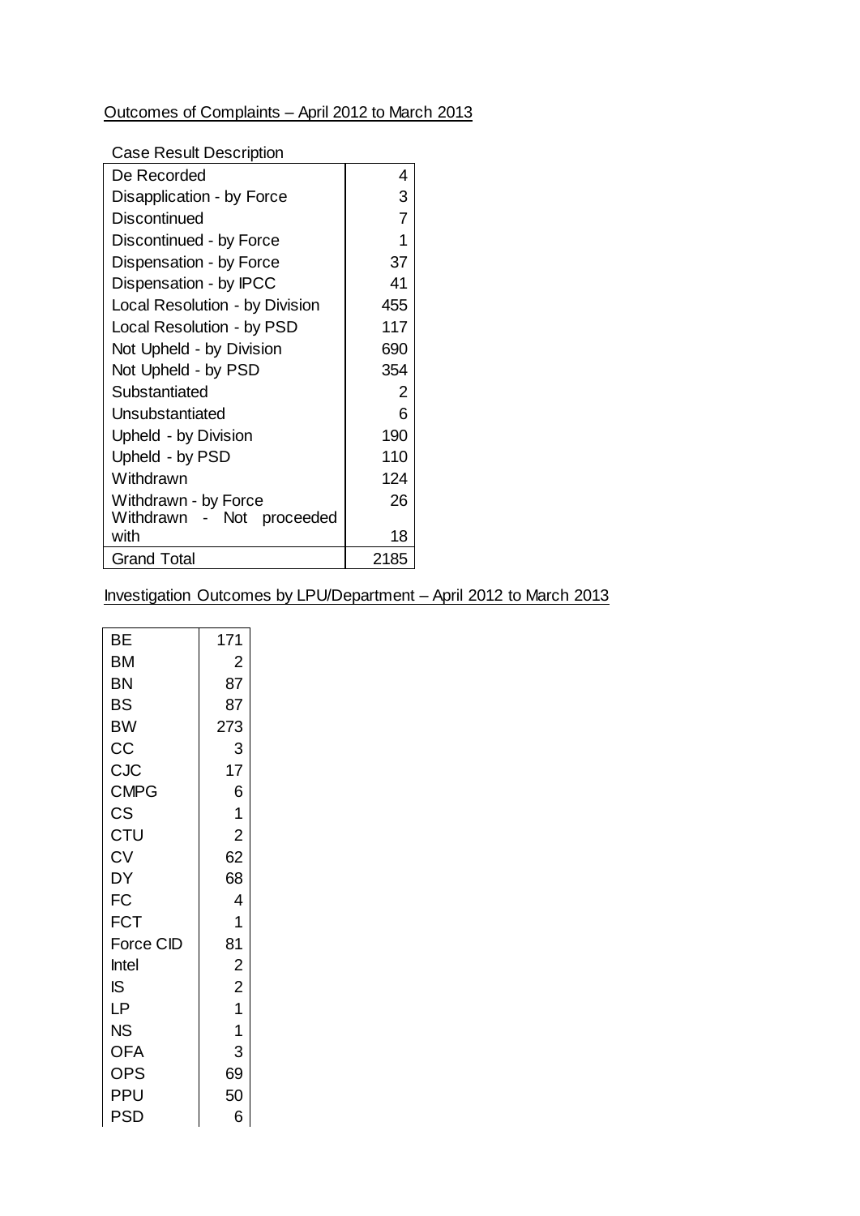Outcomes of Complaints – April 2012 to March 2013

| Case Result Description | |
|---|---|
| De Recorded | 4 |
| Disapplication - by Force | 3 |
| Discontinued | 7 |
| Discontinued - by Force | 1 |
| Dispensation - by Force | 37 |
| Dispensation - by IPCC | 41 |
| Local Resolution - by Division | 455 |
| Local Resolution - by PSD | 117 |
| Not Upheld - by Division | 690 |
| Not Upheld - by PSD | 354 |
| Substantiated | 2 |
| Unsubstantiated | 6 |
| Upheld - by Division | 190 |
| Upheld - by PSD | 110 |
| Withdrawn | 124 |
| Withdrawn - by Force | 26 |
| Withdrawn - Not proceeded with | 18 |
| Grand Total | 2185 |

Investigation Outcomes by LPU/Department – April 2012 to March 2013

| | |
|---|---|
| BE | 171 |
| BM | 2 |
| BN | 87 |
| BS | 87 |
| BW | 273 |
| CC | 3 |
| CJC | 17 |
| CMPG | 6 |
| CS | 1 |
| CTU | 2 |
| CV | 62 |
| DY | 68 |
| FC | 4 |
| FCT | 1 |
| Force CID | 81 |
| Intel | 2 |
| IS | 2 |
| LP | 1 |
| NS | 1 |
| OFA | 3 |
| OPS | 69 |
| PPU | 50 |
| PSD | 6 |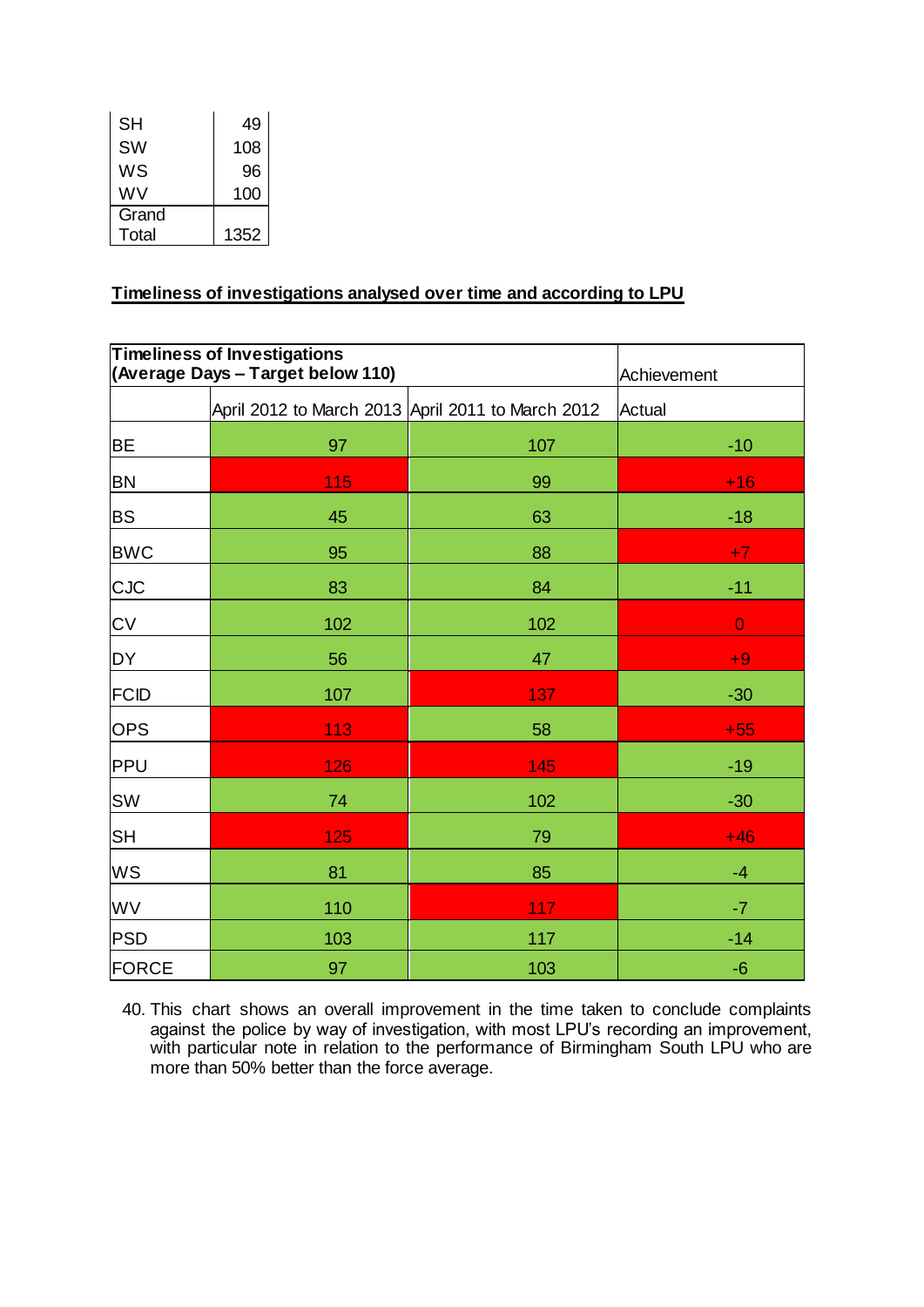| | |
|---|---|
| SH | 49 |
| SW | 108 |
| WS | 96 |
| WV | 100 |
| Grand Total | 1352 |

**Timeliness of investigations analysed over time and according to LPU**

| **Timeliness of Investigations (Average Days – Target below 110)** | | | Achievement |
|---|---|---|---|
| | April 2012 to March 2013 | April 2011 to March 2012 | Actual |
| BE | 97 | 107 | -10 |
| BN | 115 | 99 | +16 |
| BS | 45 | 63 | -18 |
| BWC | 95 | 88 | +7 |
| CJC | 83 | 84 | -11 |
| CV | 102 | 102 | 0 |
| DY | 56 | 47 | +9 |
| FCID | 107 | 137 | -30 |
| OPS | 113 | 58 | +55 |
| PPU | 126 | 145 | -19 |
| SW | 74 | 102 | -30 |
| SH | 125 | 79 | +46 |
| WS | 81 | 85 | -4 |
| WV | 110 | 117 | -7 |
| PSD | 103 | 117 | -14 |
| FORCE | 97 | 103 | -6 |

40. This chart shows an overall improvement in the time taken to conclude complaints against the police by way of investigation, with most LPU's recording an improvement, with particular note in relation to the performance of Birmingham South LPU who are more than 50% better than the force average.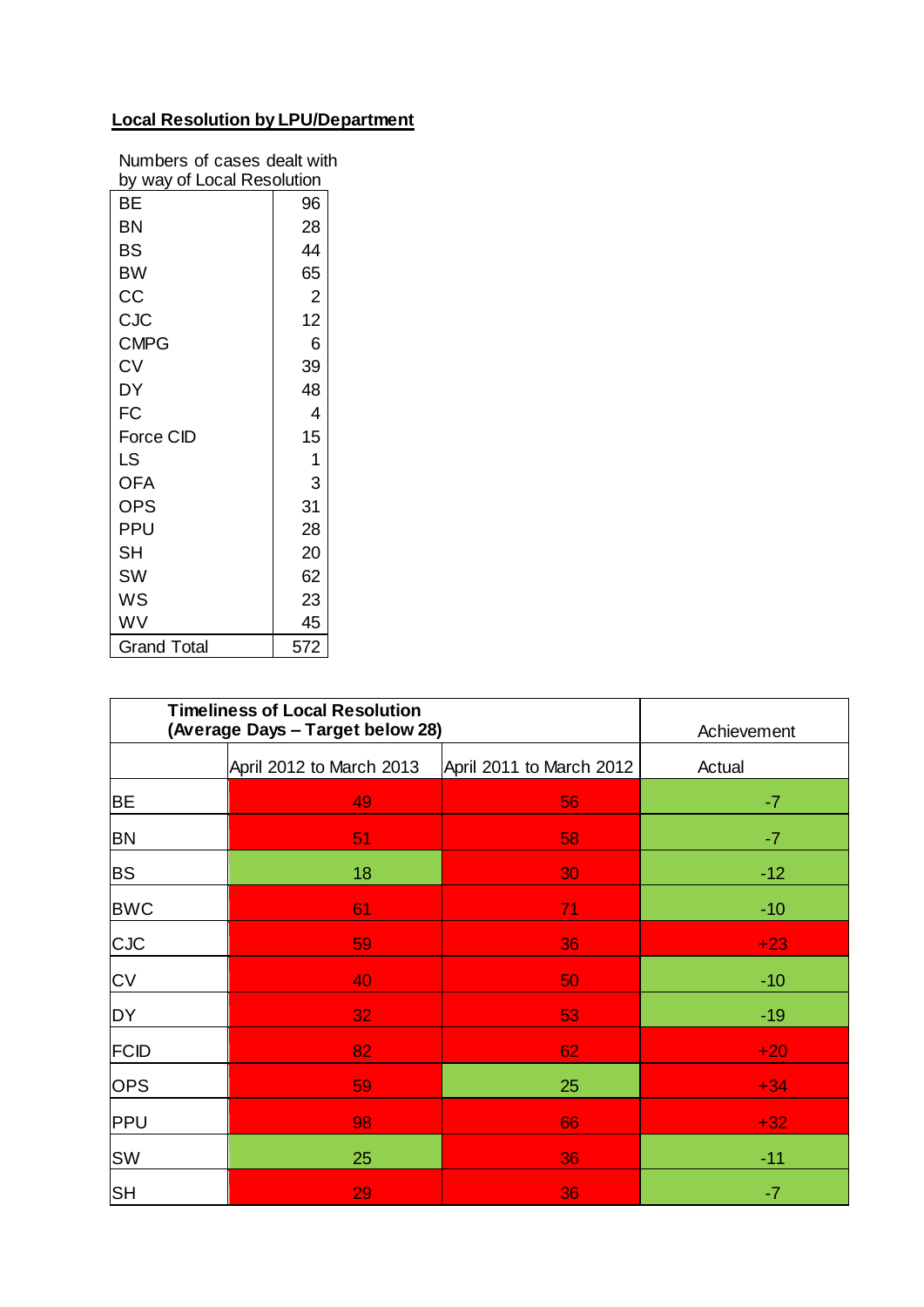**Local Resolution by LPU/Department**

| Numbers of cases dealt with by way of Local Resolution | |
|---|---|
| BE | 96 |
| BN | 28 |
| BS | 44 |
| BW | 65 |
| CC | 2 |
| CJC | 12 |
| CMPG | 6 |
| CV | 39 |
| DY | 48 |
| FC | 4 |
| Force CID | 15 |
| LS | 1 |
| OFA | 3 |
| OPS | 31 |
| PPU | 28 |
| SH | 20 |
| SW | 62 |
| WS | 23 |
| WV | 45 |
| Grand Total | 572 |

| Timeliness of Local Resolution (Average Days – Target below 28) | | | Achievement |
|---|---|---|---|
| | April 2012 to March 2013 | April 2011 to March 2012 | Actual |
| BE | 49 | 56 | -7 |
| BN | 51 | 58 | -7 |
| BS | 18 | 30 | -12 |
| BWC | 61 | 71 | -10 |
| CJC | 59 | 36 | +23 |
| CV | 40 | 50 | -10 |
| DY | 32 | 53 | -19 |
| FCID | 82 | 62 | +20 |
| OPS | 59 | 25 | +34 |
| PPU | 98 | 66 | +32 |
| SW | 25 | 36 | -11 |
| SH | 29 | 36 | -7 |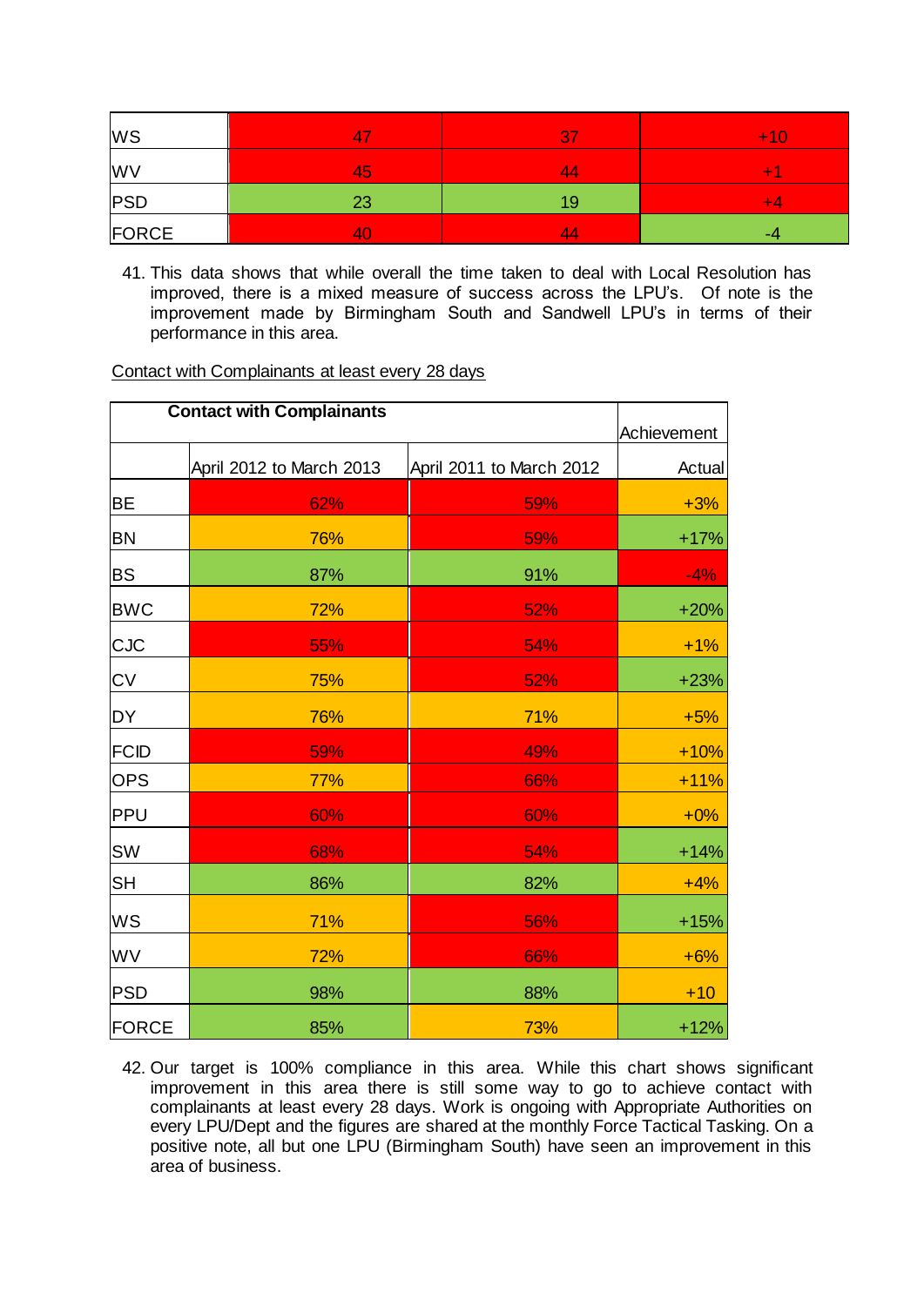| | | | |
|---|---|---|---|
| WS | 47 | 37 | +10 |
| WV | 45 | 44 | +1 |
| PSD | 23 | 19 | +4 |
| FORCE | 40 | 44 | -4 |

41. This data shows that while overall the time taken to deal with Local Resolution has improved, there is a mixed measure of success across the LPU's. Of note is the improvement made by Birmingham South and Sandwell LPU's in terms of their performance in this area.

Contact with Complainants at least every 28 days

| Contact with Complainants | | | Achievement |
|---|---|---|---|
| | April 2012 to March 2013 | April 2011 to March 2012 | Actual |
| BE | 62% | 59% | +3% |
| BN | 76% | 59% | +17% |
| BS | 87% | 91% | -4% |
| BWC | 72% | 52% | +20% |
| CJC | 55% | 54% | +1% |
| CV | 75% | 52% | +23% |
| DY | 76% | 71% | +5% |
| FCID | 59% | 49% | +10% |
| OPS | 77% | 66% | +11% |
| PPU | 60% | 60% | +0% |
| SW | 68% | 54% | +14% |
| SH | 86% | 82% | +4% |
| WS | 71% | 56% | +15% |
| WV | 72% | 66% | +6% |
| PSD | 98% | 88% | +10 |
| FORCE | 85% | 73% | +12% |

42. Our target is 100% compliance in this area. While this chart shows significant improvement in this area there is still some way to go to achieve contact with complainants at least every 28 days. Work is ongoing with Appropriate Authorities on every LPU/Dept and the figures are shared at the monthly Force Tactical Tasking. On a positive note, all but one LPU (Birmingham South) have seen an improvement in this area of business.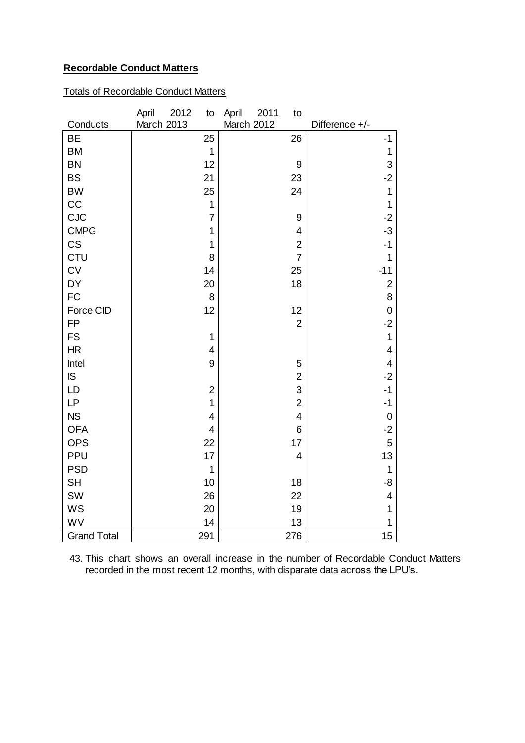**Recordable Conduct Matters**

Totals of Recordable Conduct Matters

| Conducts | April 2012 to March 2013 | April 2011 to March 2012 | Difference +/- |
|---|---|---|---|
| BE | 25 | 26 | -1 |
| BM | 1 | | 1 |
| BN | 12 | 9 | 3 |
| BS | 21 | 23 | -2 |
| BW | 25 | 24 | 1 |
| CC | 1 | | 1 |
| CJC | 7 | 9 | -2 |
| CMPG | 1 | 4 | -3 |
| CS | 1 | 2 | -1 |
| CTU | 8 | 7 | 1 |
| CV | 14 | 25 | -11 |
| DY | 20 | 18 | 2 |
| FC | 8 | | 8 |
| Force CID | 12 | 12 | 0 |
| FP | | 2 | -2 |
| FS | 1 | | 1 |
| HR | 4 | | 4 |
| Intel | 9 | 5 | 4 |
| IS | | 2 | -2 |
| LD | 2 | 3 | -1 |
| LP | 1 | 2 | -1 |
| NS | 4 | 4 | 0 |
| OFA | 4 | 6 | -2 |
| OPS | 22 | 17 | 5 |
| PPU | 17 | 4 | 13 |
| PSD | 1 | | 1 |
| SH | 10 | 18 | -8 |
| SW | 26 | 22 | 4 |
| WS | 20 | 19 | 1 |
| WV | 14 | 13 | 1 |
| Grand Total | 291 | 276 | 15 |

43. This chart shows an overall increase in the number of Recordable Conduct Matters recorded in the most recent 12 months, with disparate data across the LPU's.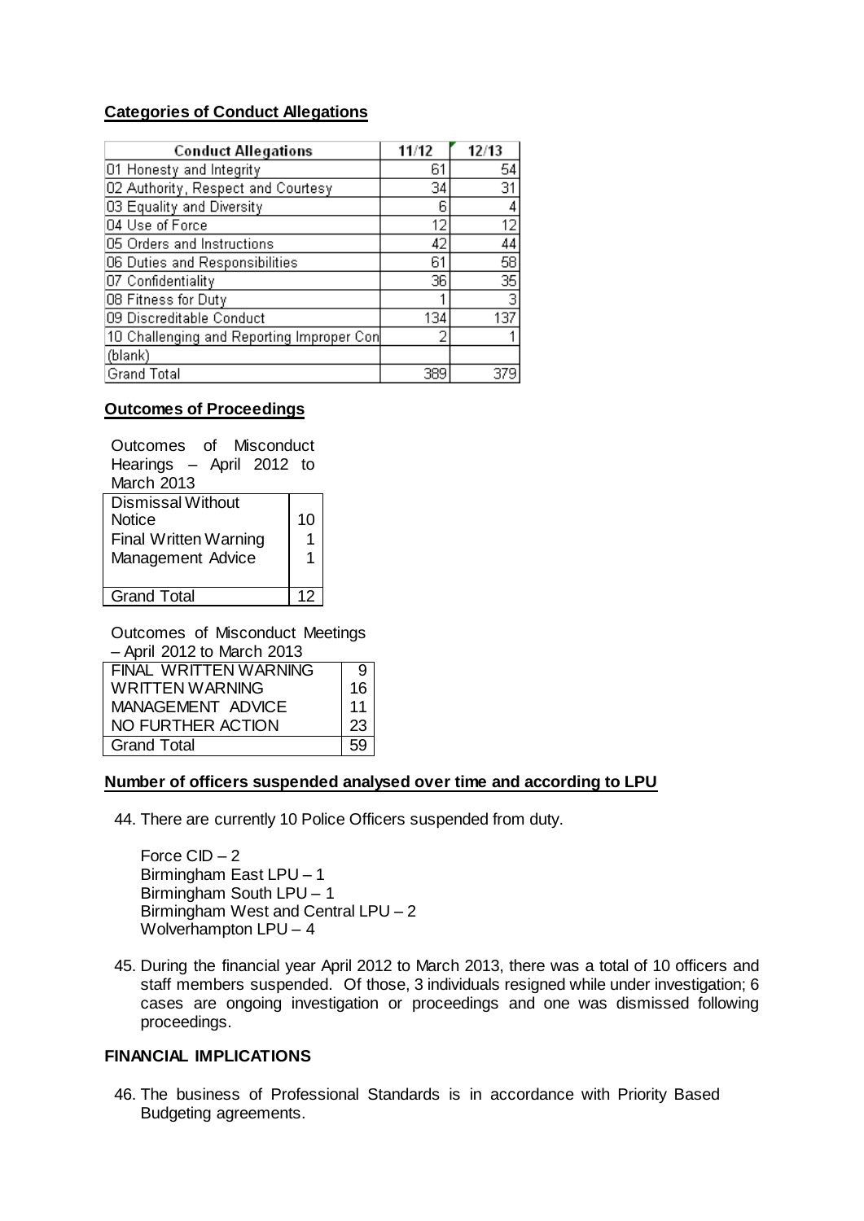**Categories of Conduct Allegations**

| Conduct Allegations | 11/12 | 12/13 |
|---|---|---|
| 01 Honesty and Integrity | 61 | 54 |
| 02 Authority, Respect and Courtesy | 34 | 31 |
| 03 Equality and Diversity | 6 | 4 |
| 04 Use of Force | 12 | 12 |
| 05 Orders and Instructions | 42 | 44 |
| 06 Duties and Responsibilities | 61 | 58 |
| 07 Confidentiality | 36 | 35 |
| 08 Fitness for Duty | 1 | 3 |
| 09 Discreditable Conduct | 134 | 137 |
| 10 Challenging and Reporting Improper Con | 2 | 1 |
| (blank) | | |
| Grand Total | 389 | 379 |

**Outcomes of Proceedings**

Outcomes of Misconduct Hearings – April 2012 to March 2013

| Outcome | |
|---|---|
| Dismissal Without Notice | 10 |
| Final Written Warning | 1 |
| Management Advice | 1 |
| Grand Total | 12 |

Outcomes of Misconduct Meetings – April 2012 to March 2013

| Outcome | |
|---|---|
| FINAL WRITTEN WARNING | 9 |
| WRITTEN WARNING | 16 |
| MANAGEMENT ADVICE | 11 |
| NO FURTHER ACTION | 23 |
| Grand Total | 59 |

**Number of officers suspended analysed over time and according to LPU**

44. There are currently 10 Police Officers suspended from duty.

    Force CID – 2
    Birmingham East LPU – 1
    Birmingham South LPU – 1
    Birmingham West and Central LPU – 2
    Wolverhampton LPU – 4

45. During the financial year April 2012 to March 2013, there was a total of 10 officers and staff members suspended. Of those, 3 individuals resigned while under investigation; 6 cases are ongoing investigation or proceedings and one was dismissed following proceedings.

**FINANCIAL IMPLICATIONS**

46. The business of Professional Standards is in accordance with Priority Based Budgeting agreements.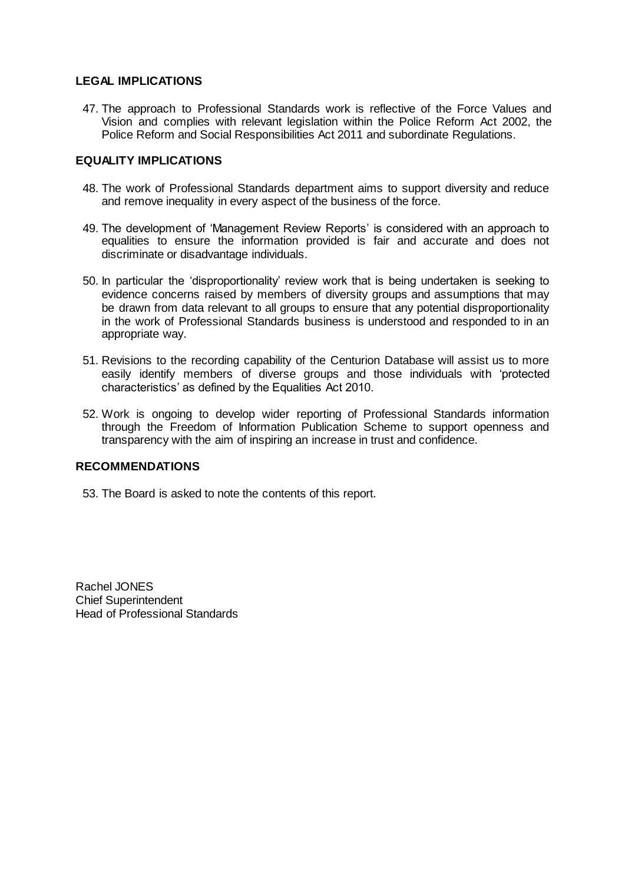## LEGAL IMPLICATIONS

47. The approach to Professional Standards work is reflective of the Force Values and Vision and complies with relevant legislation within the Police Reform Act 2002, the Police Reform and Social Responsibilities Act 2011 and subordinate Regulations.

## EQUALITY IMPLICATIONS

48. The work of Professional Standards department aims to support diversity and reduce and remove inequality in every aspect of the business of the force.

49. The development of 'Management Review Reports' is considered with an approach to equalities to ensure the information provided is fair and accurate and does not discriminate or disadvantage individuals.

50. In particular the 'disproportionality' review work that is being undertaken is seeking to evidence concerns raised by members of diversity groups and assumptions that may be drawn from data relevant to all groups to ensure that any potential disproportionality in the work of Professional Standards business is understood and responded to in an appropriate way.

51. Revisions to the recording capability of the Centurion Database will assist us to more easily identify members of diverse groups and those individuals with 'protected characteristics' as defined by the Equalities Act 2010.

52. Work is ongoing to develop wider reporting of Professional Standards information through the Freedom of Information Publication Scheme to support openness and transparency with the aim of inspiring an increase in trust and confidence.

## RECOMMENDATIONS

53. The Board is asked to note the contents of this report.

Rachel JONES  
Chief Superintendent  
Head of Professional Standards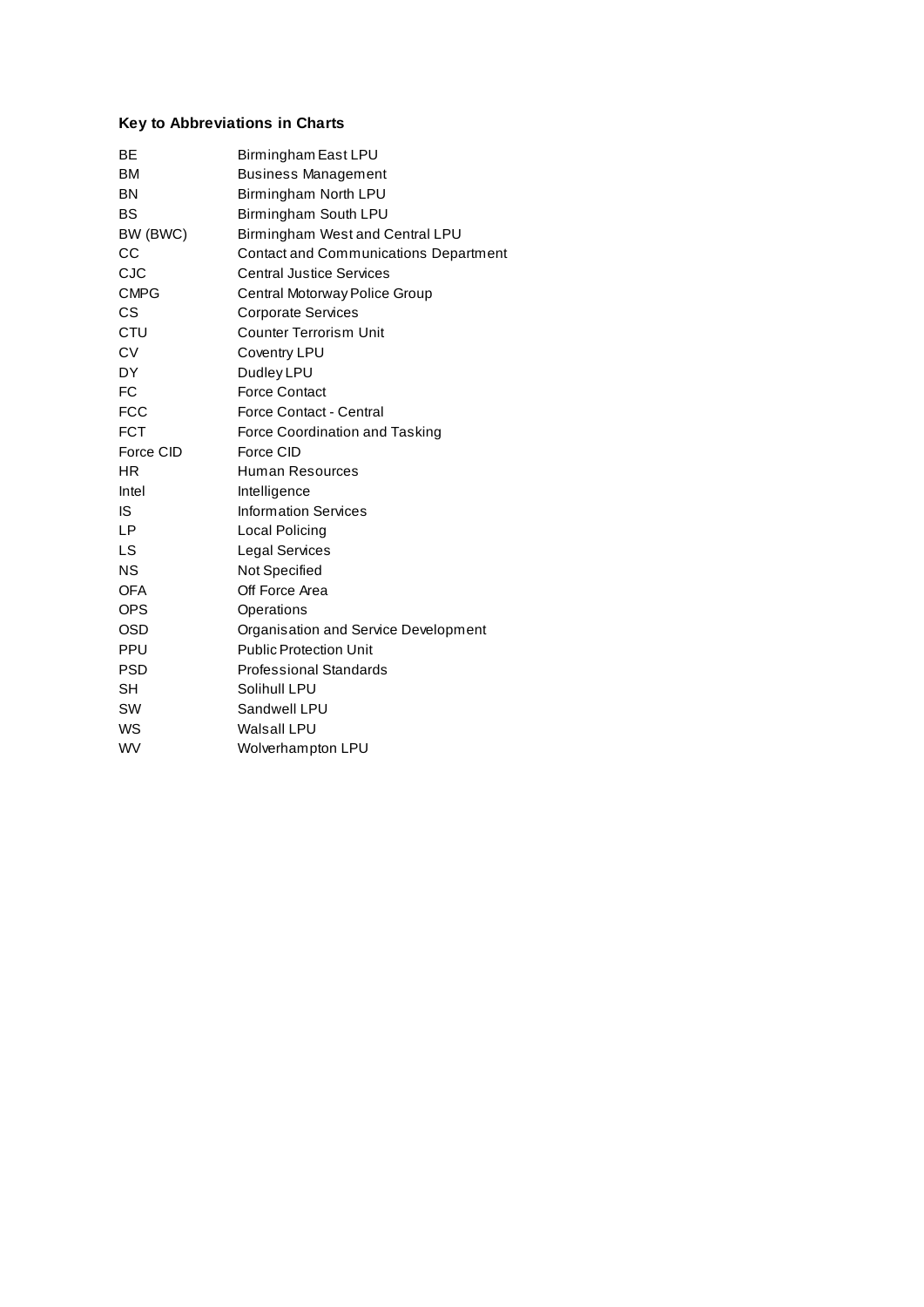**Key to Abbreviations in Charts**

| | |
|---|---|
| BE | Birmingham East LPU |
| BM | Business Management |
| BN | Birmingham North LPU |
| BS | Birmingham South LPU |
| BW (BWC) | Birmingham West and Central LPU |
| CC | Contact and Communications Department |
| CJC | Central Justice Services |
| CMPG | Central Motorway Police Group |
| CS | Corporate Services |
| CTU | Counter Terrorism Unit |
| CV | Coventry LPU |
| DY | Dudley LPU |
| FC | Force Contact |
| FCC | Force Contact - Central |
| FCT | Force Coordination and Tasking |
| Force CID | Force CID |
| HR | Human Resources |
| Intel | Intelligence |
| IS | Information Services |
| LP | Local Policing |
| LS | Legal Services |
| NS | Not Specified |
| OFA | Off Force Area |
| OPS | Operations |
| OSD | Organisation and Service Development |
| PPU | Public Protection Unit |
| PSD | Professional Standards |
| SH | Solihull LPU |
| SW | Sandwell LPU |
| WS | Walsall LPU |
| WV | Wolverhampton LPU |